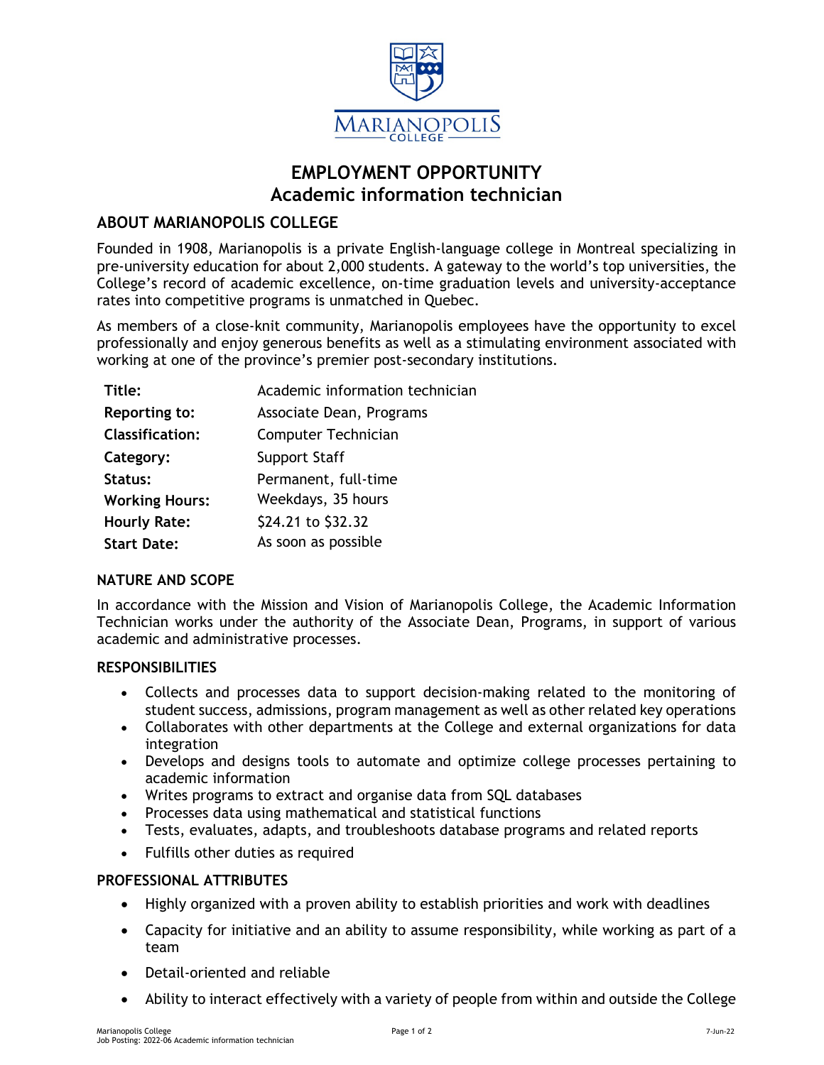MARIANOPOLIS COLLEGE

# EMPLOYMENT OPPORTUNITY
# Academic information technician

## ABOUT MARIANOPOLIS COLLEGE

Founded in 1908, Marianopolis is a private English-language college in Montreal specializing in pre-university education for about 2,000 students. A gateway to the world's top universities, the College's record of academic excellence, on-time graduation levels and university-acceptance rates into competitive programs is unmatched in Quebec.

As members of a close-knit community, Marianopolis employees have the opportunity to excel professionally and enjoy generous benefits as well as a stimulating environment associated with working at one of the province's premier post-secondary institutions.

| | |
|---|---|
| **Title:** | Academic information technician |
| **Reporting to:** | Associate Dean, Programs |
| **Classification:** | Computer Technician |
| **Category:** | Support Staff |
| **Status:** | Permanent, full-time |
| **Working Hours:** | Weekdays, 35 hours |
| **Hourly Rate:** | $24.21 to $32.32 |
| **Start Date:** | As soon as possible |

### NATURE AND SCOPE

In accordance with the Mission and Vision of Marianopolis College, the Academic Information Technician works under the authority of the Associate Dean, Programs, in support of various academic and administrative processes.

### RESPONSIBILITIES

- Collects and processes data to support decision-making related to the monitoring of student success, admissions, program management as well as other related key operations
- Collaborates with other departments at the College and external organizations for data integration
- Develops and designs tools to automate and optimize college processes pertaining to academic information
- Writes programs to extract and organise data from SQL databases
- Processes data using mathematical and statistical functions
- Tests, evaluates, adapts, and troubleshoots database programs and related reports
- Fulfills other duties as required

### PROFESSIONAL ATTRIBUTES

- Highly organized with a proven ability to establish priorities and work with deadlines
- Capacity for initiative and an ability to assume responsibility, while working as part of a team
- Detail-oriented and reliable
- Ability to interact effectively with a variety of people from within and outside the College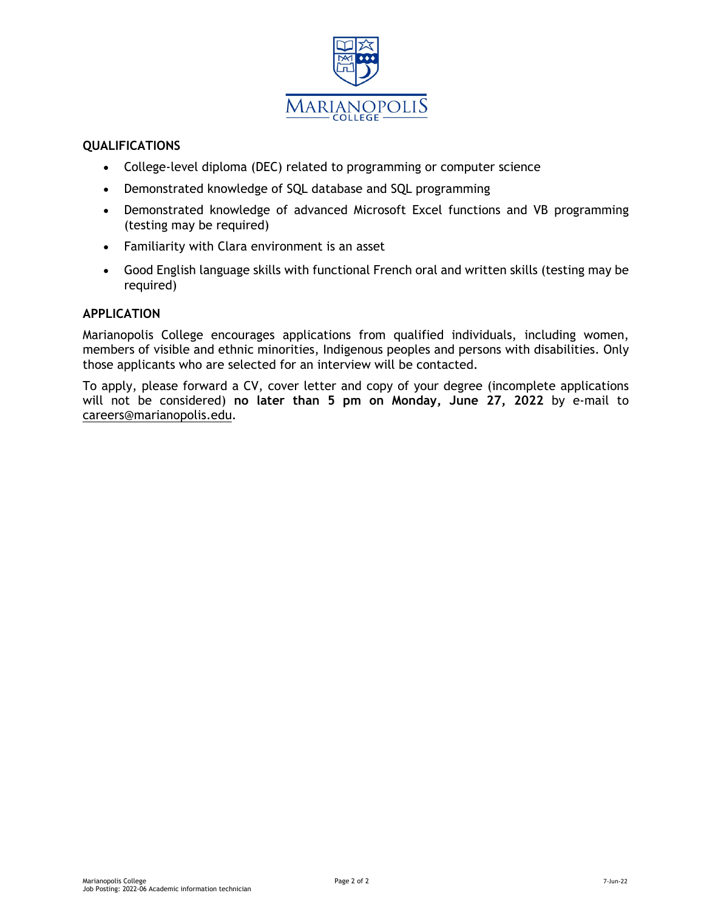## QUALIFICATIONS

- College-level diploma (DEC) related to programming or computer science
- Demonstrated knowledge of SQL database and SQL programming
- Demonstrated knowledge of advanced Microsoft Excel functions and VB programming (testing may be required)
- Familiarity with Clara environment is an asset
- Good English language skills with functional French oral and written skills (testing may be required)

## APPLICATION

Marianopolis College encourages applications from qualified individuals, including women, members of visible and ethnic minorities, Indigenous peoples and persons with disabilities. Only those applicants who are selected for an interview will be contacted.

To apply, please forward a CV, cover letter and copy of your degree (incomplete applications will not be considered) **no later than 5 pm on Monday, June 27, 2022** by e-mail to careers@marianopolis.edu.